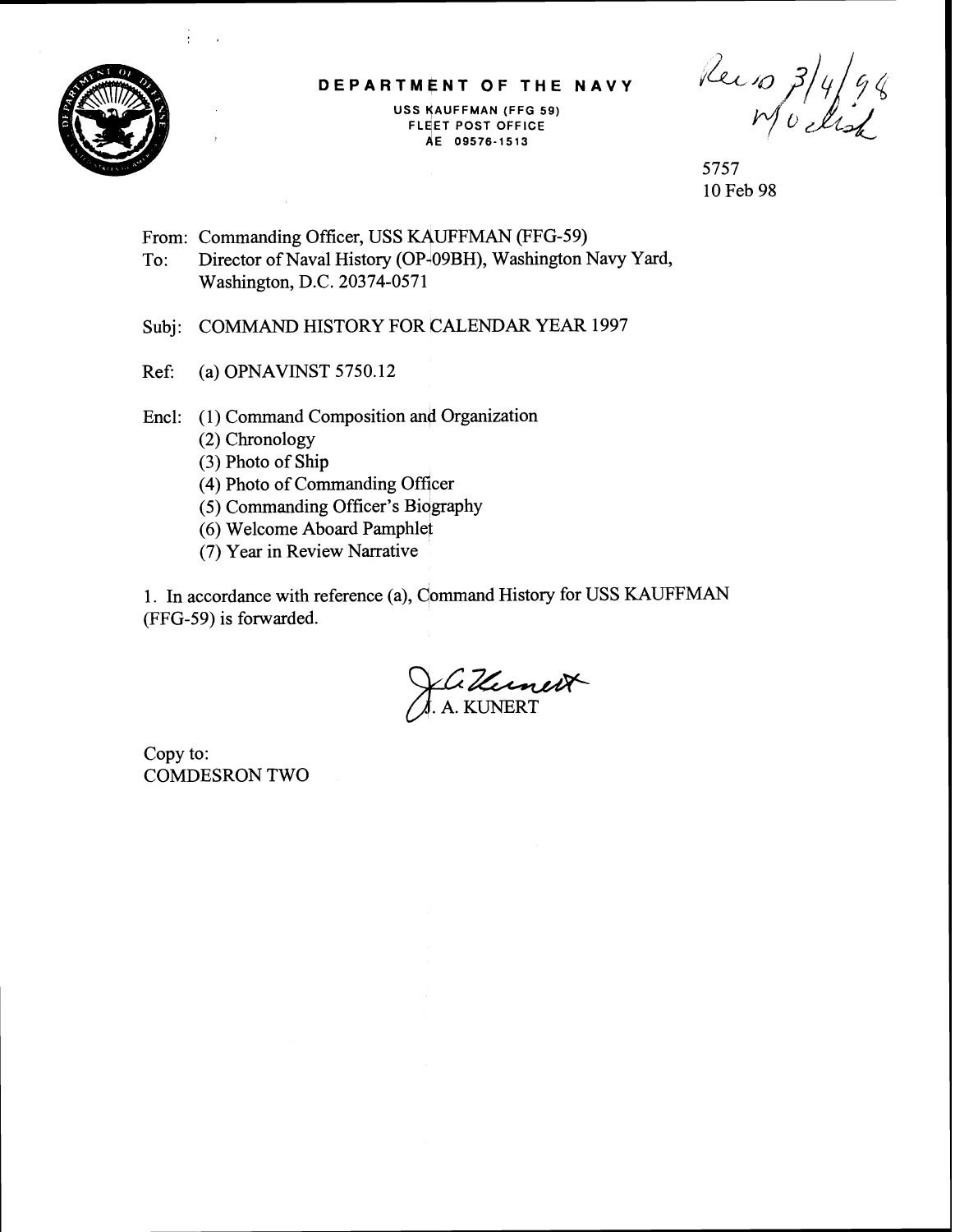**DEPARTMENT OF THE NAVY**

USS KAUFFMAN (FFG 59)
FLEET POST OFFICE
AE 09576-1513

Rec'd 3/4/98
MU clish

5757
10 Feb 98

From: Commanding Officer, USS KAUFFMAN (FFG-59)
To: Director of Naval History (OP-09BH), Washington Navy Yard, Washington, D.C. 20374-0571

Subj: COMMAND HISTORY FOR CALENDAR YEAR 1997

Ref: (a) OPNAVINST 5750.12

Encl: (1) Command Composition and Organization
(2) Chronology
(3) Photo of Ship
(4) Photo of Commanding Officer
(5) Commanding Officer's Biography
(6) Welcome Aboard Pamphlet
(7) Year in Review Narrative

1. In accordance with reference (a), Command History for USS KAUFFMAN (FFG-59) is forwarded.

J. A. KUNERT

Copy to:
COMDESRON TWO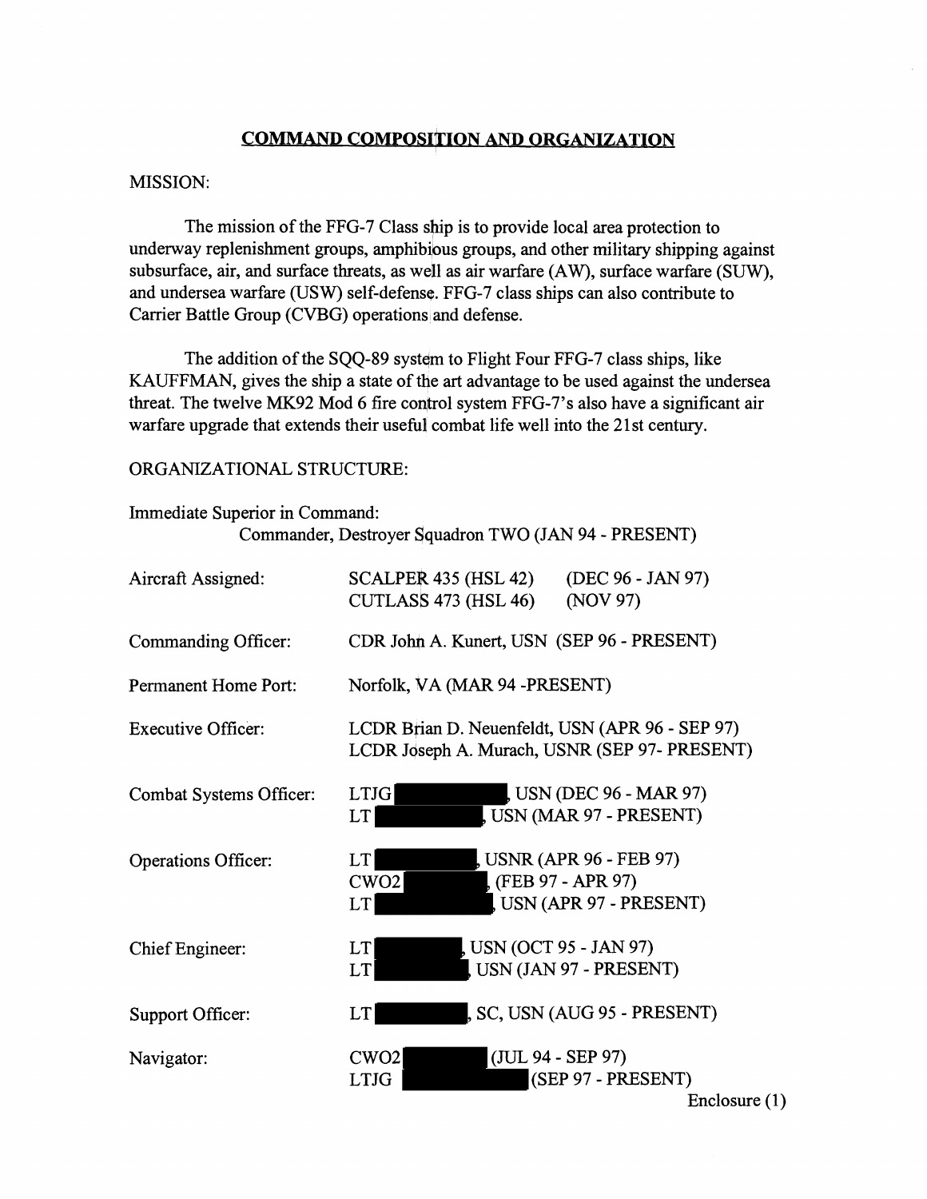## COMMAND COMPOSITION AND ORGANIZATION

MISSION:

The mission of the FFG-7 Class ship is to provide local area protection to underway replenishment groups, amphibious groups, and other military shipping against subsurface, air, and surface threats, as well as air warfare (AW), surface warfare (SUW), and undersea warfare (USW) self-defense. FFG-7 class ships can also contribute to Carrier Battle Group (CVBG) operations and defense.

The addition of the SQQ-89 system to Flight Four FFG-7 class ships, like KAUFFMAN, gives the ship a state of the art advantage to be used against the undersea threat. The twelve MK92 Mod 6 fire control system FFG-7's also have a significant air warfare upgrade that extends their useful combat life well into the 21st century.

ORGANIZATIONAL STRUCTURE:

Immediate Superior in Command:
Commander, Destroyer Squadron TWO (JAN 94 - PRESENT)

| | |
|---|---|
| Aircraft Assigned: | SCALPER 435 (HSL 42) (DEC 96 - JAN 97)<br>CUTLASS 473 (HSL 46) (NOV 97) |
| Commanding Officer: | CDR John A. Kunert, USN (SEP 96 - PRESENT) |
| Permanent Home Port: | Norfolk, VA (MAR 94 -PRESENT) |
| Executive Officer: | LCDR Brian D. Neuenfeldt, USN (APR 96 - SEP 97)<br>LCDR Joseph A. Murach, USNR (SEP 97- PRESENT) |
| Combat Systems Officer: | LTJG [REDACTED], USN (DEC 96 - MAR 97)<br>LT [REDACTED], USN (MAR 97 - PRESENT) |
| Operations Officer: | LT [REDACTED], USNR (APR 96 - FEB 97)<br>CWO2 [REDACTED], (FEB 97 - APR 97)<br>LT [REDACTED], USN (APR 97 - PRESENT) |
| Chief Engineer: | LT [REDACTED], USN (OCT 95 - JAN 97)<br>LT [REDACTED], USN (JAN 97 - PRESENT) |
| Support Officer: | LT [REDACTED], SC, USN (AUG 95 - PRESENT) |
| Navigator: | CWO2 [REDACTED] (JUL 94 - SEP 97)<br>LTJG [REDACTED] (SEP 97 - PRESENT) |

Enclosure (1)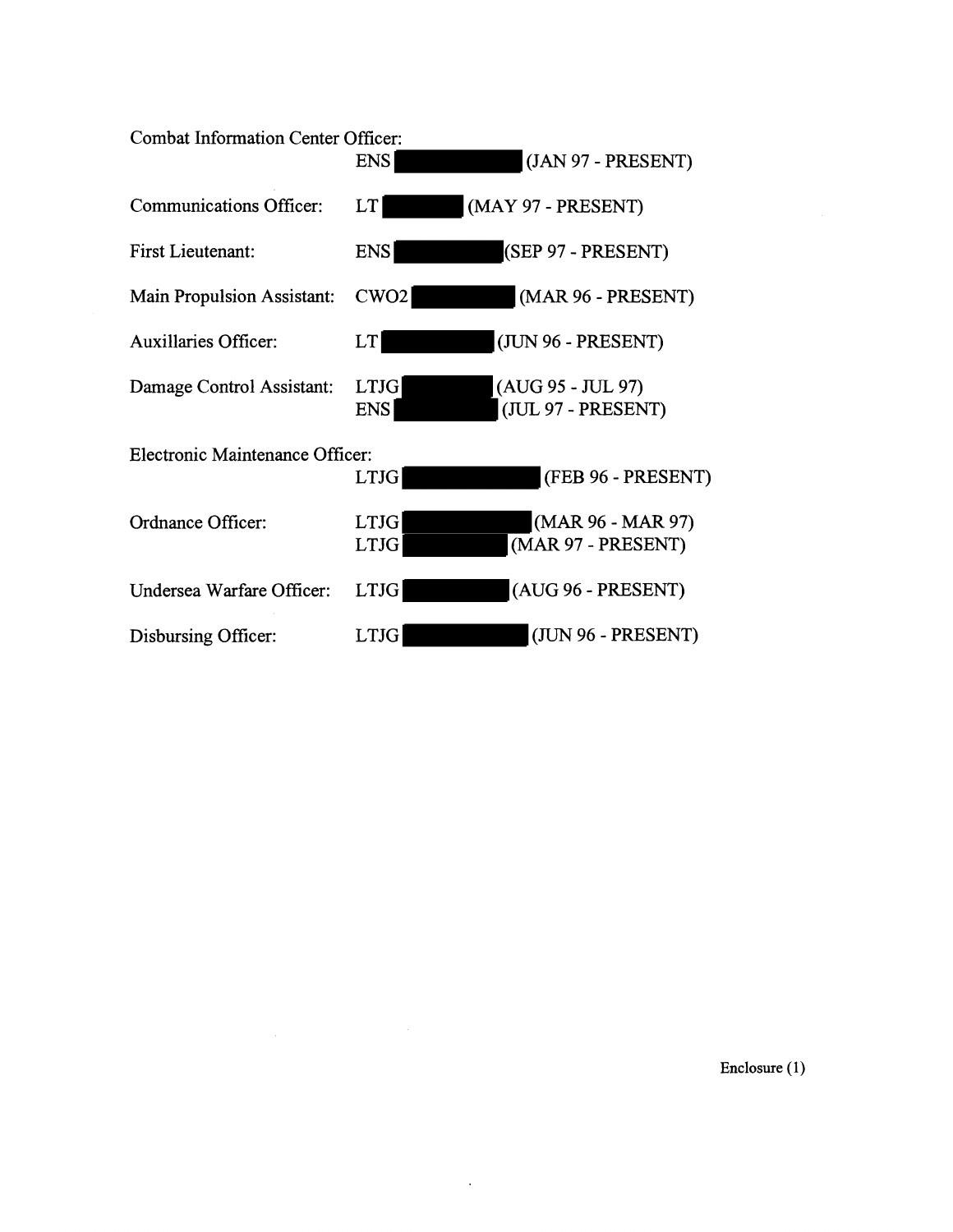Combat Information Center Officer:
ENS [REDACTED] (JAN 97 - PRESENT)

Communications Officer: LT [REDACTED] (MAY 97 - PRESENT)

First Lieutenant: ENS [REDACTED] (SEP 97 - PRESENT)

Main Propulsion Assistant: CWO2 [REDACTED] (MAR 96 - PRESENT)

Auxillaries Officer: LT [REDACTED] (JUN 96 - PRESENT)

Damage Control Assistant: LTJG [REDACTED] (AUG 95 - JUL 97)
ENS [REDACTED] (JUL 97 - PRESENT)

Electronic Maintenance Officer:
LTJG [REDACTED] (FEB 96 - PRESENT)

Ordnance Officer: LTJG [REDACTED] (MAR 96 - MAR 97)
LTJG [REDACTED] (MAR 97 - PRESENT)

Undersea Warfare Officer: LTJG [REDACTED] (AUG 96 - PRESENT)

Disbursing Officer: LTJG [REDACTED] (JUN 96 - PRESENT)

Enclosure (1)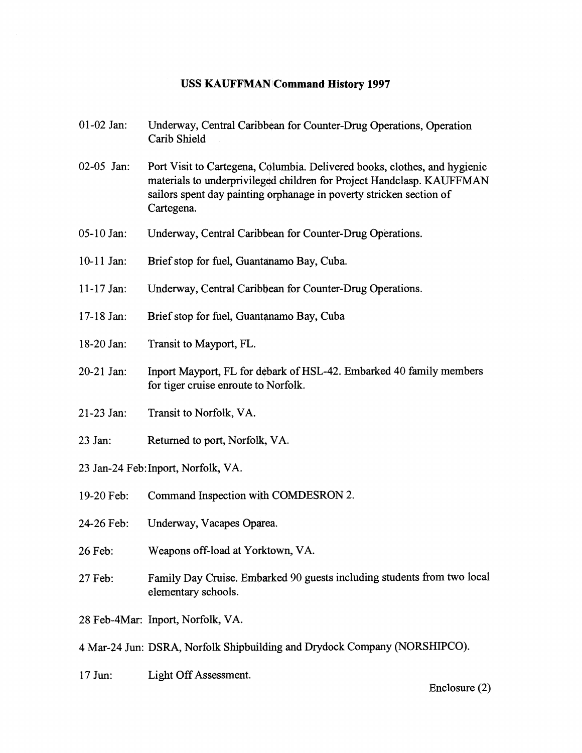# USS KAUFFMAN Command History 1997

01-02 Jan: Underway, Central Caribbean for Counter-Drug Operations, Operation Carib Shield

02-05 Jan: Port Visit to Cartegena, Columbia. Delivered books, clothes, and hygienic materials to underprivileged children for Project Handclasp. KAUFFMAN sailors spent day painting orphanage in poverty stricken section of Cartegena.

05-10 Jan: Underway, Central Caribbean for Counter-Drug Operations.

10-11 Jan: Brief stop for fuel, Guantanamo Bay, Cuba.

11-17 Jan: Underway, Central Caribbean for Counter-Drug Operations.

17-18 Jan: Brief stop for fuel, Guantanamo Bay, Cuba

18-20 Jan: Transit to Mayport, FL.

20-21 Jan: Inport Mayport, FL for debark of HSL-42. Embarked 40 family members for tiger cruise enroute to Norfolk.

21-23 Jan: Transit to Norfolk, VA.

23 Jan: Returned to port, Norfolk, VA.

23 Jan-24 Feb: Inport, Norfolk, VA.

19-20 Feb: Command Inspection with COMDESRON 2.

24-26 Feb: Underway, Vacapes Oparea.

26 Feb: Weapons off-load at Yorktown, VA.

27 Feb: Family Day Cruise. Embarked 90 guests including students from two local elementary schools.

28 Feb-4Mar: Inport, Norfolk, VA.

4 Mar-24 Jun: DSRA, Norfolk Shipbuilding and Drydock Company (NORSHIPCO).

17 Jun: Light Off Assessment.

Enclosure (2)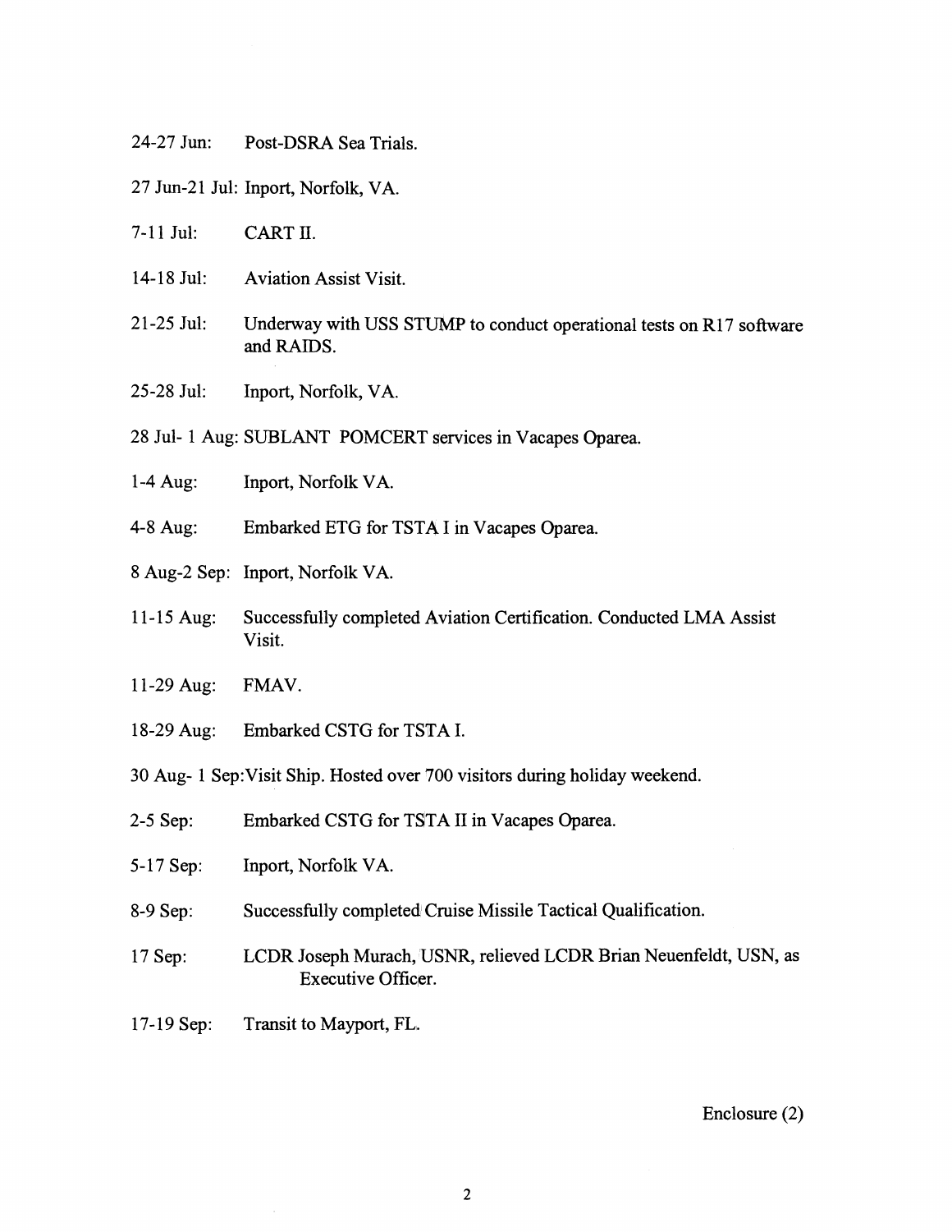24-27 Jun: Post-DSRA Sea Trials.

27 Jun-21 Jul: Inport, Norfolk, VA.

7-11 Jul: CART II.

14-18 Jul: Aviation Assist Visit.

21-25 Jul: Underway with USS STUMP to conduct operational tests on R17 software and RAIDS.

25-28 Jul: Inport, Norfolk, VA.

28 Jul- 1 Aug: SUBLANT POMCERT services in Vacapes Oparea.

1-4 Aug: Inport, Norfolk VA.

4-8 Aug: Embarked ETG for TSTA I in Vacapes Oparea.

8 Aug-2 Sep: Inport, Norfolk VA.

11-15 Aug: Successfully completed Aviation Certification. Conducted LMA Assist Visit.

11-29 Aug: FMAV.

18-29 Aug: Embarked CSTG for TSTA I.

30 Aug- 1 Sep: Visit Ship. Hosted over 700 visitors during holiday weekend.

2-5 Sep: Embarked CSTG for TSTA II in Vacapes Oparea.

5-17 Sep: Inport, Norfolk VA.

8-9 Sep: Successfully completed Cruise Missile Tactical Qualification.

17 Sep: LCDR Joseph Murach, USNR, relieved LCDR Brian Neuenfeldt, USN, as Executive Officer.

17-19 Sep: Transit to Mayport, FL.

Enclosure (2)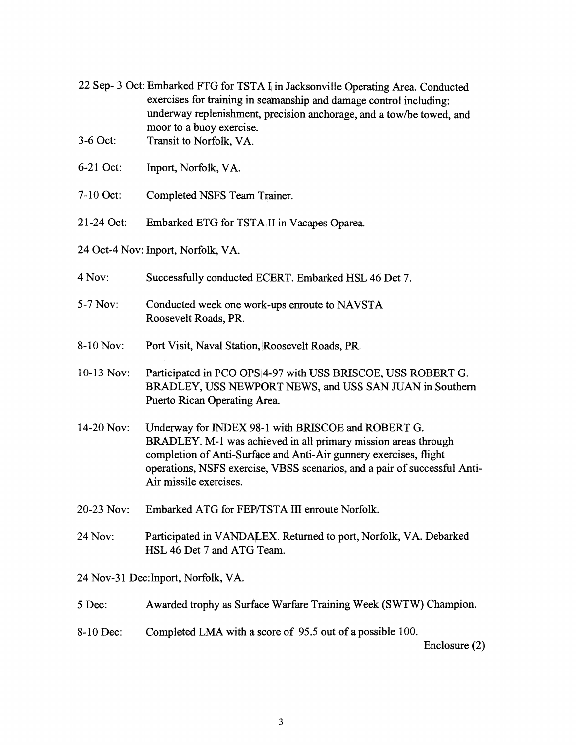22 Sep- 3 Oct: Embarked FTG for TSTA I in Jacksonville Operating Area. Conducted exercises for training in seamanship and damage control including: underway replenishment, precision anchorage, and a tow/be towed, and moor to a buoy exercise.

3-6 Oct: Transit to Norfolk, VA.

6-21 Oct: Inport, Norfolk, VA.

7-10 Oct: Completed NSFS Team Trainer.

21-24 Oct: Embarked ETG for TSTA II in Vacapes Oparea.

24 Oct-4 Nov: Inport, Norfolk, VA.

4 Nov: Successfully conducted ECERT. Embarked HSL 46 Det 7.

5-7 Nov: Conducted week one work-ups enroute to NAVSTA Roosevelt Roads, PR.

8-10 Nov: Port Visit, Naval Station, Roosevelt Roads, PR.

10-13 Nov: Participated in PCO OPS 4-97 with USS BRISCOE, USS ROBERT G. BRADLEY, USS NEWPORT NEWS, and USS SAN JUAN in Southern Puerto Rican Operating Area.

14-20 Nov: Underway for INDEX 98-1 with BRISCOE and ROBERT G. BRADLEY. M-1 was achieved in all primary mission areas through completion of Anti-Surface and Anti-Air gunnery exercises, flight operations, NSFS exercise, VBSS scenarios, and a pair of successful Anti-Air missile exercises.

20-23 Nov: Embarked ATG for FEP/TSTA III enroute Norfolk.

24 Nov: Participated in VANDALEX. Returned to port, Norfolk, VA. Debarked HSL 46 Det 7 and ATG Team.

24 Nov-31 Dec:Inport, Norfolk, VA.

5 Dec: Awarded trophy as Surface Warfare Training Week (SWTW) Champion.

8-10 Dec: Completed LMA with a score of 95.5 out of a possible 100.

Enclosure (2)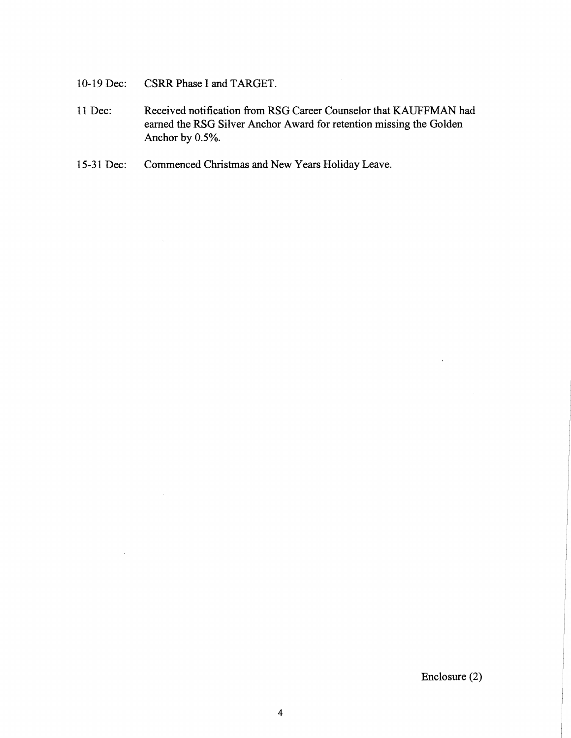10-19 Dec: CSRR Phase I and TARGET.

11 Dec: Received notification from RSG Career Counselor that KAUFFMAN had earned the RSG Silver Anchor Award for retention missing the Golden Anchor by 0.5%.

15-31 Dec: Commenced Christmas and New Years Holiday Leave.

Enclosure (2)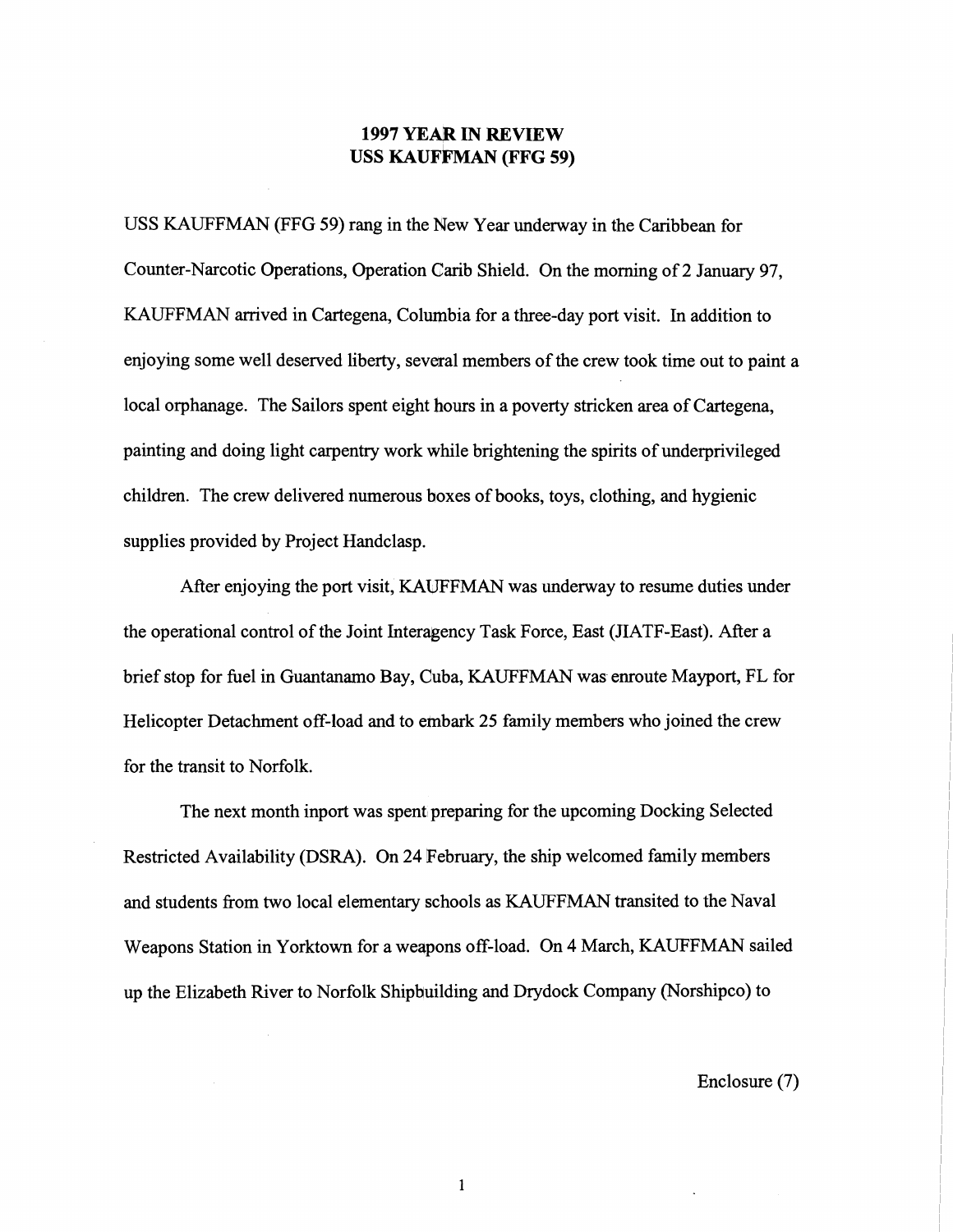## 1997 YEAR IN REVIEW
## USS KAUFFMAN (FFG 59)

USS KAUFFMAN (FFG 59) rang in the New Year underway in the Caribbean for Counter-Narcotic Operations, Operation Carib Shield. On the morning of 2 January 97, KAUFFMAN arrived in Cartegena, Columbia for a three-day port visit. In addition to enjoying some well deserved liberty, several members of the crew took time out to paint a local orphanage. The Sailors spent eight hours in a poverty stricken area of Cartegena, painting and doing light carpentry work while brightening the spirits of underprivileged children. The crew delivered numerous boxes of books, toys, clothing, and hygienic supplies provided by Project Handclasp.

After enjoying the port visit, KAUFFMAN was underway to resume duties under the operational control of the Joint Interagency Task Force, East (JIATF-East). After a brief stop for fuel in Guantanamo Bay, Cuba, KAUFFMAN was enroute Mayport, FL for Helicopter Detachment off-load and to embark 25 family members who joined the crew for the transit to Norfolk.

The next month inport was spent preparing for the upcoming Docking Selected Restricted Availability (DSRA). On 24 February, the ship welcomed family members and students from two local elementary schools as KAUFFMAN transited to the Naval Weapons Station in Yorktown for a weapons off-load. On 4 March, KAUFFMAN sailed up the Elizabeth River to Norfolk Shipbuilding and Drydock Company (Norshipco) to

Enclosure (7)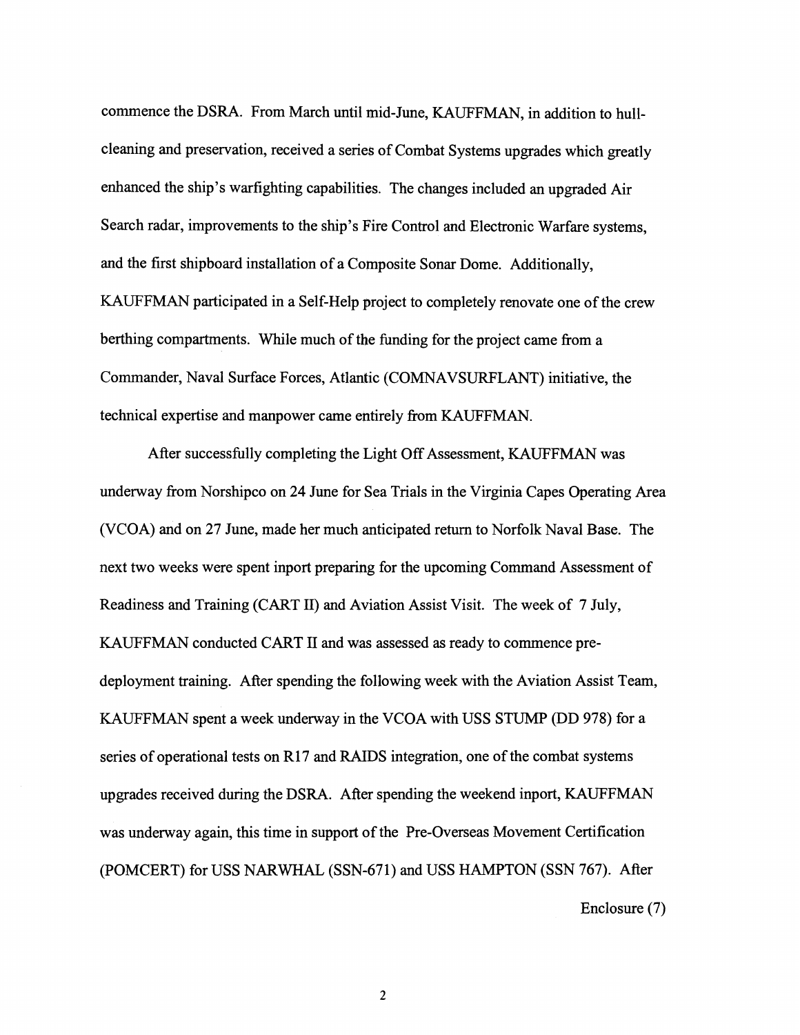commence the DSRA. From March until mid-June, KAUFFMAN, in addition to hull-cleaning and preservation, received a series of Combat Systems upgrades which greatly enhanced the ship's warfighting capabilities. The changes included an upgraded Air Search radar, improvements to the ship's Fire Control and Electronic Warfare systems, and the first shipboard installation of a Composite Sonar Dome. Additionally, KAUFFMAN participated in a Self-Help project to completely renovate one of the crew berthing compartments. While much of the funding for the project came from a Commander, Naval Surface Forces, Atlantic (COMNAVSURFLANT) initiative, the technical expertise and manpower came entirely from KAUFFMAN.

After successfully completing the Light Off Assessment, KAUFFMAN was underway from Norshipco on 24 June for Sea Trials in the Virginia Capes Operating Area (VCOA) and on 27 June, made her much anticipated return to Norfolk Naval Base. The next two weeks were spent inport preparing for the upcoming Command Assessment of Readiness and Training (CART II) and Aviation Assist Visit. The week of 7 July, KAUFFMAN conducted CART II and was assessed as ready to commence pre-deployment training. After spending the following week with the Aviation Assist Team, KAUFFMAN spent a week underway in the VCOA with USS STUMP (DD 978) for a series of operational tests on R17 and RAIDS integration, one of the combat systems upgrades received during the DSRA. After spending the weekend inport, KAUFFMAN was underway again, this time in support of the Pre-Overseas Movement Certification (POMCERT) for USS NARWHAL (SSN-671) and USS HAMPTON (SSN 767). After

Enclosure (7)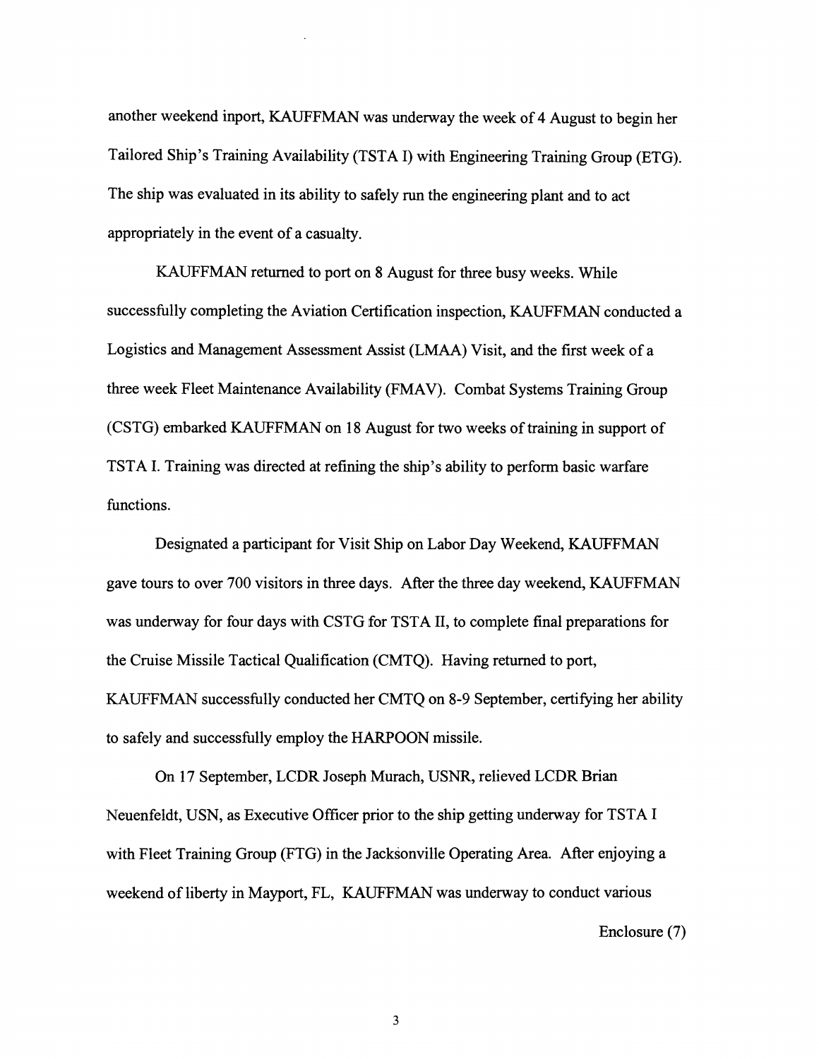another weekend inport, KAUFFMAN was underway the week of 4 August to begin her Tailored Ship's Training Availability (TSTA I) with Engineering Training Group (ETG). The ship was evaluated in its ability to safely run the engineering plant and to act appropriately in the event of a casualty.

KAUFFMAN returned to port on 8 August for three busy weeks. While successfully completing the Aviation Certification inspection, KAUFFMAN conducted a Logistics and Management Assessment Assist (LMAA) Visit, and the first week of a three week Fleet Maintenance Availability (FMAV). Combat Systems Training Group (CSTG) embarked KAUFFMAN on 18 August for two weeks of training in support of TSTA I. Training was directed at refining the ship's ability to perform basic warfare functions.

Designated a participant for Visit Ship on Labor Day Weekend, KAUFFMAN gave tours to over 700 visitors in three days. After the three day weekend, KAUFFMAN was underway for four days with CSTG for TSTA II, to complete final preparations for the Cruise Missile Tactical Qualification (CMTQ). Having returned to port, KAUFFMAN successfully conducted her CMTQ on 8-9 September, certifying her ability to safely and successfully employ the HARPOON missile.

On 17 September, LCDR Joseph Murach, USNR, relieved LCDR Brian Neuenfeldt, USN, as Executive Officer prior to the ship getting underway for TSTA I with Fleet Training Group (FTG) in the Jacksonville Operating Area. After enjoying a weekend of liberty in Mayport, FL, KAUFFMAN was underway to conduct various

Enclosure (7)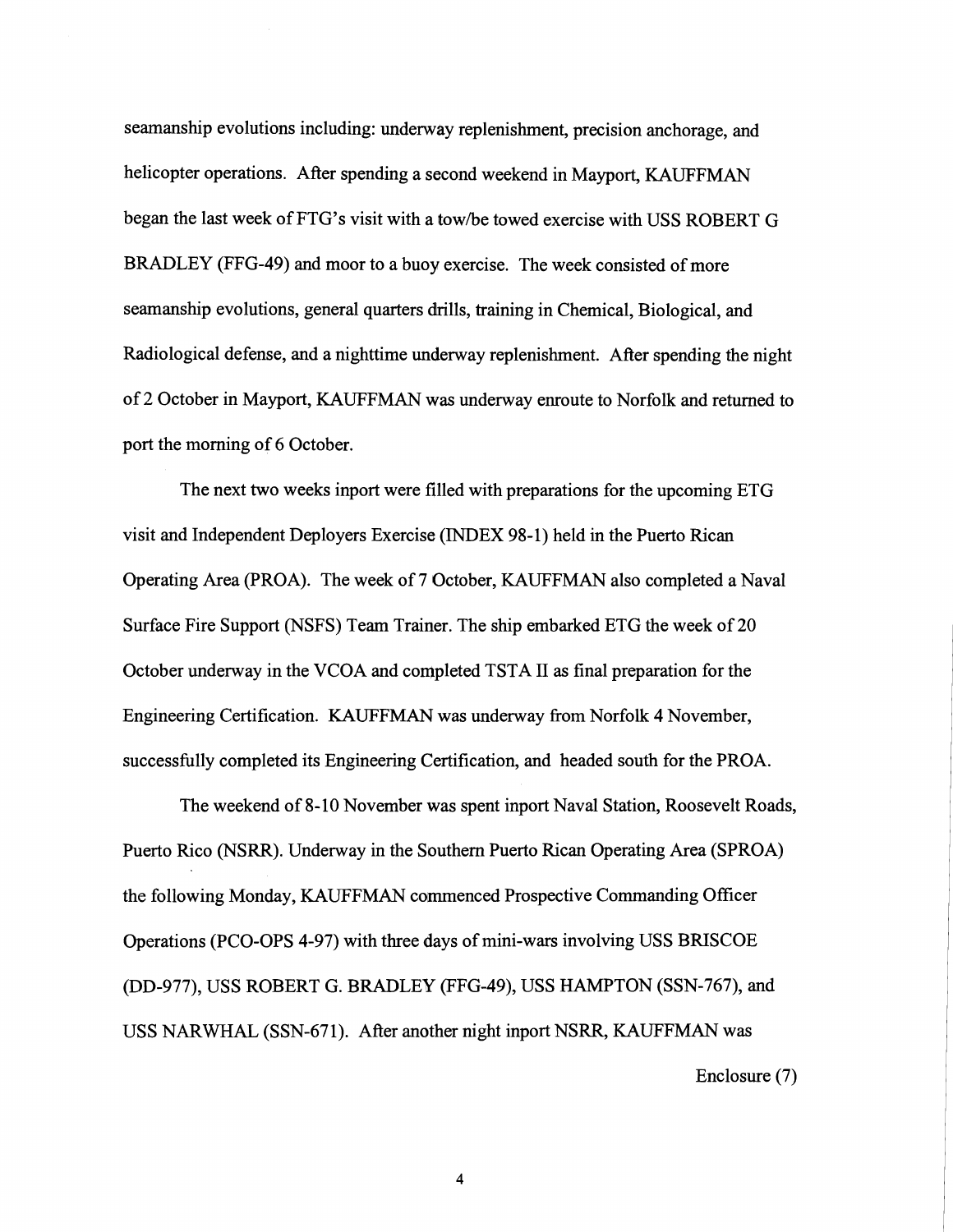seamanship evolutions including: underway replenishment, precision anchorage, and helicopter operations. After spending a second weekend in Mayport, KAUFFMAN began the last week of FTG's visit with a tow/be towed exercise with USS ROBERT G BRADLEY (FFG-49) and moor to a buoy exercise. The week consisted of more seamanship evolutions, general quarters drills, training in Chemical, Biological, and Radiological defense, and a nighttime underway replenishment. After spending the night of 2 October in Mayport, KAUFFMAN was underway enroute to Norfolk and returned to port the morning of 6 October.

The next two weeks inport were filled with preparations for the upcoming ETG visit and Independent Deployers Exercise (INDEX 98-1) held in the Puerto Rican Operating Area (PROA). The week of 7 October, KAUFFMAN also completed a Naval Surface Fire Support (NSFS) Team Trainer. The ship embarked ETG the week of 20 October underway in the VCOA and completed TSTA II as final preparation for the Engineering Certification. KAUFFMAN was underway from Norfolk 4 November, successfully completed its Engineering Certification, and headed south for the PROA.

The weekend of 8-10 November was spent inport Naval Station, Roosevelt Roads, Puerto Rico (NSRR). Underway in the Southern Puerto Rican Operating Area (SPROA) the following Monday, KAUFFMAN commenced Prospective Commanding Officer Operations (PCO-OPS 4-97) with three days of mini-wars involving USS BRISCOE (DD-977), USS ROBERT G. BRADLEY (FFG-49), USS HAMPTON (SSN-767), and USS NARWHAL (SSN-671). After another night inport NSRR, KAUFFMAN was

Enclosure (7)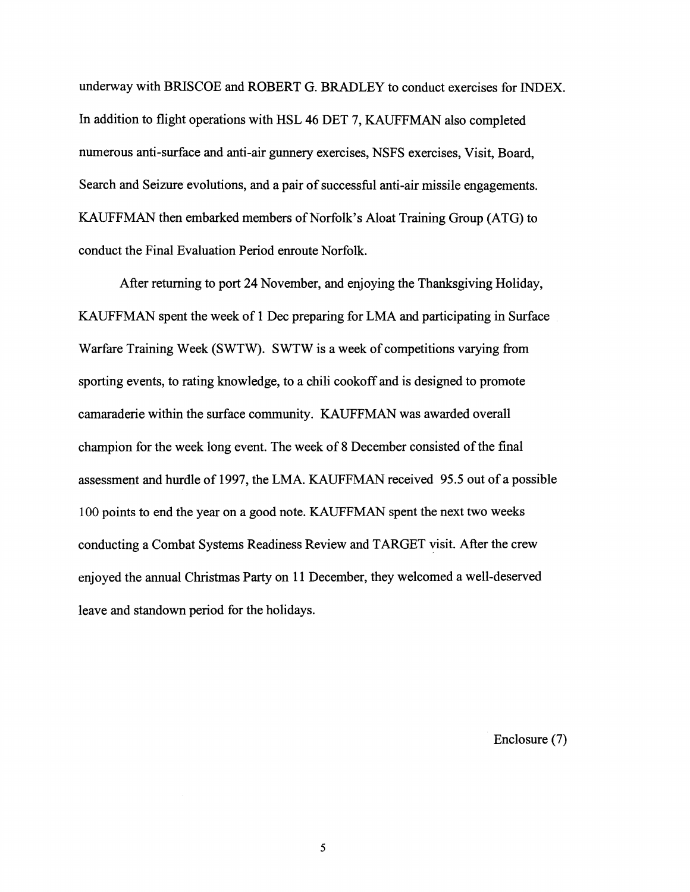underway with BRISCOE and ROBERT G. BRADLEY to conduct exercises for INDEX. In addition to flight operations with HSL 46 DET 7, KAUFFMAN also completed numerous anti-surface and anti-air gunnery exercises, NSFS exercises, Visit, Board, Search and Seizure evolutions, and a pair of successful anti-air missile engagements. KAUFFMAN then embarked members of Norfolk's Aloat Training Group (ATG) to conduct the Final Evaluation Period enroute Norfolk.

After returning to port 24 November, and enjoying the Thanksgiving Holiday, KAUFFMAN spent the week of 1 Dec preparing for LMA and participating in Surface Warfare Training Week (SWTW). SWTW is a week of competitions varying from sporting events, to rating knowledge, to a chili cookoff and is designed to promote camaraderie within the surface community. KAUFFMAN was awarded overall champion for the week long event. The week of 8 December consisted of the final assessment and hurdle of 1997, the LMA. KAUFFMAN received 95.5 out of a possible 100 points to end the year on a good note. KAUFFMAN spent the next two weeks conducting a Combat Systems Readiness Review and TARGET visit. After the crew enjoyed the annual Christmas Party on 11 December, they welcomed a well-deserved leave and standown period for the holidays.

Enclosure (7)